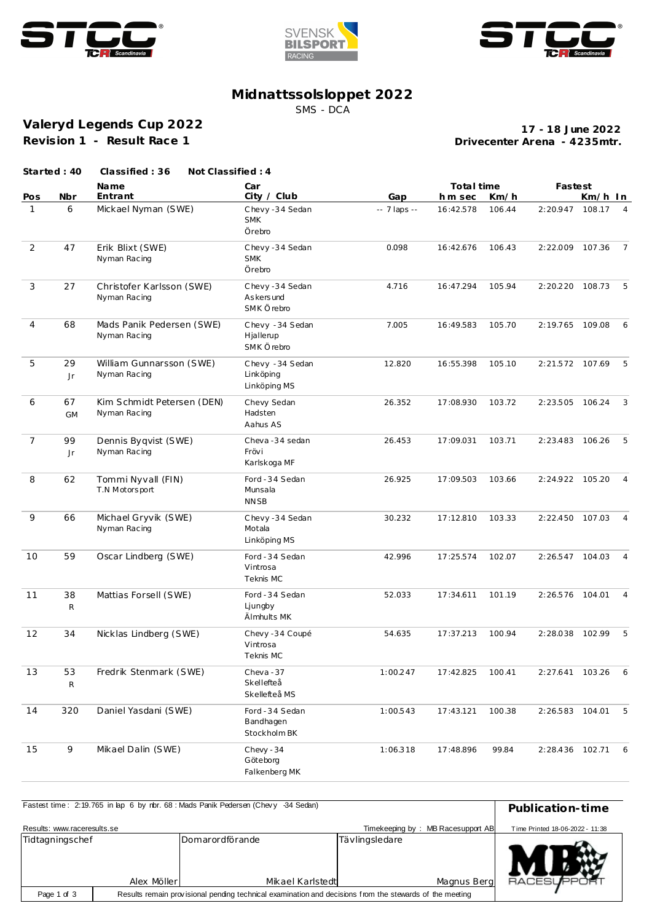# Midnattssolsloppet 2022

SMS - DCA

## Valeryd Legends Cup 2022

**Revision 1 - Result Race 1**

**17 - 18 June 2022**
**Drivecenter Arena - 4235mtr.**

**Started : 40 Classified : 36 Not Classified : 4**

| Pos | Nbr | Name / Entrant | Car / City / Club | Gap | Total time h m sec | Km/h | Fastest | Km/h | In |
|---|---|---|---|---|---|---|---|---|---|
| 1 | 6 | Mickael Nyman (SWE) | Chevy -34 Sedan / SMK / Örebro | -- 7 laps -- | 16:42.578 | 106.44 | 2:20.947 | 108.17 | 4 |
| 2 | 47 | Erik Blixt (SWE) / Nyman Racing | Chevy -34 Sedan / SMK / Örebro | 0.098 | 16:42.676 | 106.43 | 2:22.009 | 107.36 | 7 |
| 3 | 27 | Christofer Karlsson (SWE) / Nyman Racing | Chevy -34 Sedan / Askersund / SMK Örebro | 4.716 | 16:47.294 | 105.94 | 2:20.220 | 108.73 | 5 |
| 4 | 68 | Mads Panik Pedersen (SWE) / Nyman Racing | Chevy -34 Sedan / Hjallerup / SMK Örebro | 7.005 | 16:49.583 | 105.70 | 2:19.765 | 109.08 | 6 |
| 5 | 29 Jr | William Gunnarsson (SWE) / Nyman Racing | Chevy -34 Sedan / Linköping / Linköping MS | 12.820 | 16:55.398 | 105.10 | 2:21.572 | 107.69 | 5 |
| 6 | 67 GM | Kim Schmidt Petersen (DEN) / Nyman Racing | Chevy Sedan / Hadsten / Aahus AS | 26.352 | 17:08.930 | 103.72 | 2:23.505 | 106.24 | 3 |
| 7 | 99 Jr | Dennis Byqvist (SWE) / Nyman Racing | Cheva -34 sedan / Frövi / Karlskoga MF | 26.453 | 17:09.031 | 103.71 | 2:23.483 | 106.26 | 5 |
| 8 | 62 | Tommi Nyvall (FIN) / T.N Motorsport | Ford -34 Sedan / Munsala / NNSB | 26.925 | 17:09.503 | 103.66 | 2:24.922 | 105.20 | 4 |
| 9 | 66 | Michael Gryvik (SWE) / Nyman Racing | Chevy -34 Sedan / Motala / Linköping MS | 30.232 | 17:12.810 | 103.33 | 2:22.450 | 107.03 | 4 |
| 10 | 59 | Oscar Lindberg (SWE) | Ford -34 Sedan / Vintrosa / Teknis MC | 42.996 | 17:25.574 | 102.07 | 2:26.547 | 104.03 | 4 |
| 11 | 38 R | Mattias Forsell (SWE) | Ford -34 Sedan / Ljungby / Älmhults MK | 52.033 | 17:34.611 | 101.19 | 2:26.576 | 104.01 | 4 |
| 12 | 34 | Nicklas Lindberg (SWE) | Chevy -34 Coupé / Vintrosa / Teknis MC | 54.635 | 17:37.213 | 100.94 | 2:28.038 | 102.99 | 5 |
| 13 | 53 R | Fredrik Stenmark (SWE) | Cheva -37 / Skellefteå / Skellefteå MS | 1:00.247 | 17:42.825 | 100.41 | 2:27.641 | 103.26 | 6 |
| 14 | 320 | Daniel Yasdani (SWE) | Ford -34 Sedan / Bandhagen / Stockholm BK | 1:00.543 | 17:43.121 | 100.38 | 2:26.583 | 104.01 | 5 |
| 15 | 9 | Mikael Dalin (SWE) | Chevy -34 / Göteborg / Falkenberg MK | 1:06.318 | 17:48.896 | 99.84 | 2:28.436 | 102.71 | 6 |

Fastest time : 2:19.765 in lap 6 by nbr. 68 : Mads Panik Pedersen (Chevy -34 Sedan)

**Publication-time**

Results: www.raceresults.se — Timekeeping by : MB Racesupport AB — Time Printed 18-06-2022 - 11:38

| Tidtagningschef | Domarordförande | Tävlingsledare |
|---|---|---|
| Alex Möller | Mikael Karlstedt | Magnus Berg |

Results remain provisional pending technical examination and decisions from the stewards of the meeting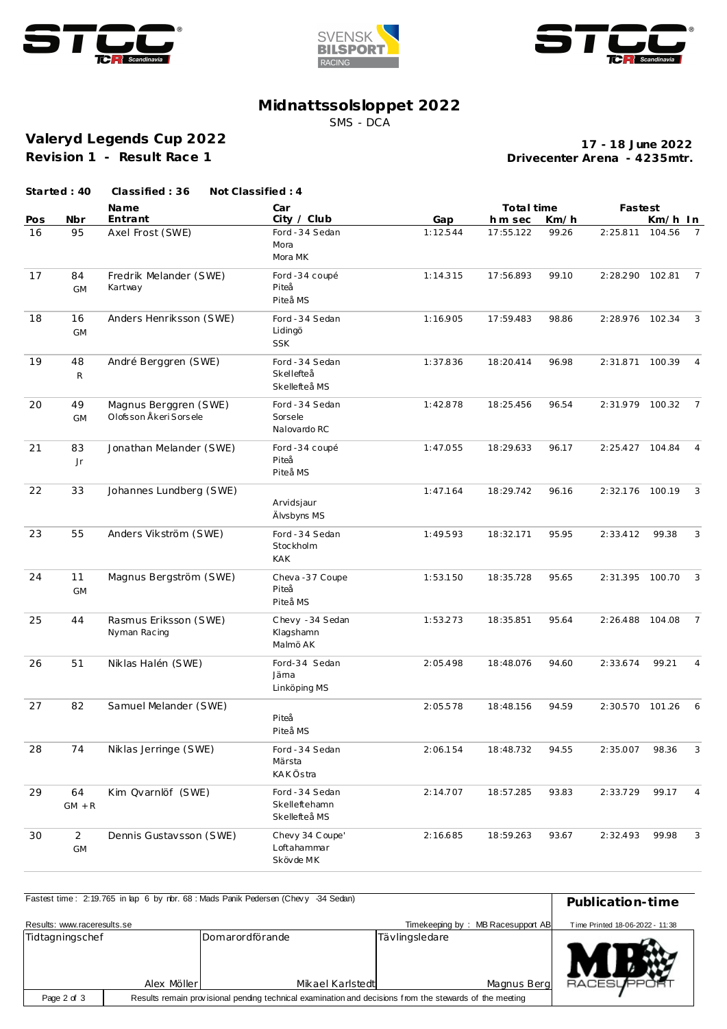# Midnattssolsloppet 2022

SMS - DCA

## Valeryd Legends Cup 2022

**Revision 1 - Result Race 1**

**17 - 18 June 2022**
**Drivecenter Arena - 4235mtr.**

**Started : 40** **Classified : 36** **Not Classified : 4**

| Pos | Nbr | Name / Entrant | Car / City / Club | Gap | Total time h m sec | Km/h | Fastest | Km/h | In |
|---|---|---|---|---|---|---|---|---|---|
| 16 | 95 | Axel Frost (SWE) | Ford -34 Sedan / Mora / Mora MK | 1:12.544 | 17:55.122 | 99.26 | 2:25.811 | 104.56 | 7 |
| 17 | 84 GM | Fredrik Melander (SWE) / Kartway | Ford -34 coupé / Piteå / Piteå MS | 1:14.315 | 17:56.893 | 99.10 | 2:28.290 | 102.81 | 7 |
| 18 | 16 GM | Anders Henriksson (SWE) | Ford -34 Sedan / Lidingö / SSK | 1:16.905 | 17:59.483 | 98.86 | 2:28.976 | 102.34 | 3 |
| 19 | 48 R | André Berggren (SWE) | Ford -34 Sedan / Skellefteå / Skellefteå MS | 1:37.836 | 18:20.414 | 96.98 | 2:31.871 | 100.39 | 4 |
| 20 | 49 GM | Magnus Berggren (SWE) / Olofsson Åkeri Sorsele | Ford -34 Sedan / Sorsele / Nalovardo RC | 1:42.878 | 18:25.456 | 96.54 | 2:31.979 | 100.32 | 7 |
| 21 | 83 Jr | Jonathan Melander (SWE) | Ford -34 coupé / Piteå / Piteå MS | 1:47.055 | 18:29.633 | 96.17 | 2:25.427 | 104.84 | 4 |
| 22 | 33 | Johannes Lundberg (SWE) | Arvidsjaur / Älvsbyns MS | 1:47.164 | 18:29.742 | 96.16 | 2:32.176 | 100.19 | 3 |
| 23 | 55 | Anders Vikström (SWE) | Ford -34 Sedan / Stockholm / KAK | 1:49.593 | 18:32.171 | 95.95 | 2:33.412 | 99.38 | 3 |
| 24 | 11 GM | Magnus Bergström (SWE) | Cheva -37 Coupe / Piteå / Piteå MS | 1:53.150 | 18:35.728 | 95.65 | 2:31.395 | 100.70 | 3 |
| 25 | 44 | Rasmus Eriksson (SWE) / Nyman Racing | Chevy -34 Sedan / Klagshamn / Malmö AK | 1:53.273 | 18:35.851 | 95.64 | 2:26.488 | 104.08 | 7 |
| 26 | 51 | Niklas Halén (SWE) | Ford-34 Sedan / Järna / Linköping MS | 2:05.498 | 18:48.076 | 94.60 | 2:33.674 | 99.21 | 4 |
| 27 | 82 | Samuel Melander (SWE) | Piteå / Piteå MS | 2:05.578 | 18:48.156 | 94.59 | 2:30.570 | 101.26 | 6 |
| 28 | 74 | Niklas Jerringe (SWE) | Ford -34 Sedan / Märsta / KAK Östra | 2:06.154 | 18:48.732 | 94.55 | 2:35.007 | 98.36 | 3 |
| 29 | 64 GM + R | Kim Qvarnlöf (SWE) | Ford -34 Sedan / Skelleftehamn / Skellefteå MS | 2:14.707 | 18:57.285 | 93.83 | 2:33.729 | 99.17 | 4 |
| 30 | 2 GM | Dennis Gustavsson (SWE) | Chevy 34 Coupe' / Loftahammar / Skövde MK | 2:16.685 | 18:59.263 | 93.67 | 2:32.493 | 99.98 | 3 |

Fastest time : 2:19.765 in lap 6 by nbr. 68 : Mads Panik Pedersen (Chevy -34 Sedan)

**Publication-time**

Results: www.raceresults.se

Timekeeping by : MB Racesupport AB

Time Printed 18-06-2022 - 11:38

| Tidtagningschef | Domarordförande | Tävlingsledare |
|---|---|---|
| Alex Möller | Mikael Karlstedt | Magnus Berg |

Results remain provisional pending technical examination and decisions from the stewards of the meeting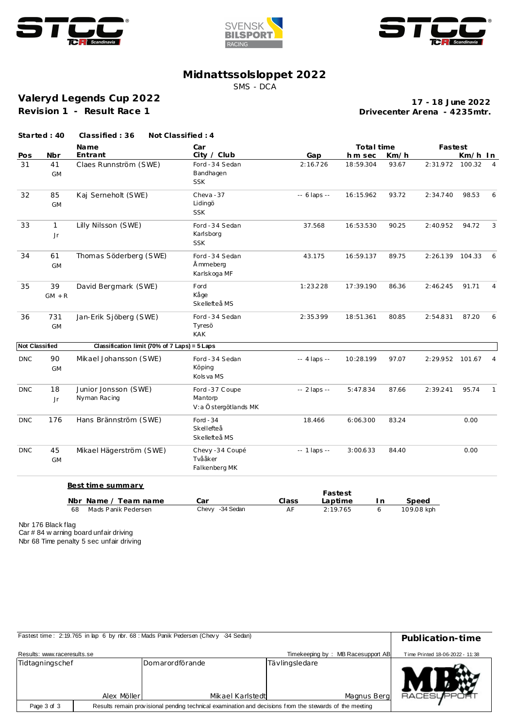# Midnattssolsloppet 2022

SMS - DCA

## Valeryd Legends Cup 2022

**Revision 1 - Result Race 1**

**17 - 18 June 2022**

**Drivecenter Arena - 4235mtr.**

**Started : 40** **Classified : 36** **Not Classified : 4**

| Pos | Nbr | Name / Entrant | Car / City / Club | Gap | Total time h m sec | Km/h | Fastest | Km/h | In |
|---|---|---|---|---|---|---|---|---|---|
| 31 | 41 GM | Claes Runnström (SWE) | Ford -34 Sedan / Bandhagen / SSK | 2:16.726 | 18:59.304 | 93.67 | 2:31.972 | 100.32 | 4 |
| 32 | 85 GM | Kaj Serneholt (SWE) | Cheva -37 / Lidingö / SSK | -- 6 laps -- | 16:15.962 | 93.72 | 2:34.740 | 98.53 | 6 |
| 33 | 1 Jr | Lilly Nilsson (SWE) | Ford -34 Sedan / Karlsborg / SSK | 37.568 | 16:53.530 | 90.25 | 2:40.952 | 94.72 | 3 |
| 34 | 61 GM | Thomas Söderberg (SWE) | Ford -34 Sedan / Åmmeberg / Karlskoga MF | 43.175 | 16:59.137 | 89.75 | 2:26.139 | 104.33 | 6 |
| 35 | 39 GM + R | David Bergmark (SWE) | Ford / Kåge / Skellefteå MS | 1:23.228 | 17:39.190 | 86.36 | 2:46.245 | 91.71 | 4 |
| 36 | 731 GM | Jan-Erik Sjöberg (SWE) | Ford -34 Sedan / Tyresö / KAK | 2:35.399 | 18:51.361 | 80.85 | 2:54.831 | 87.20 | 6 |
| **Not Classified** | | **Classification limit (70% of 7 Laps) = 5 Laps** | | | | | | | |
| DNC | 90 GM | Mikael Johansson (SWE) | Ford -34 Sedan / Köping / Kolsva MS | -- 4 laps -- | 10:28.199 | 97.07 | 2:29.952 | 101.67 | 4 |
| DNC | 18 Jr | Junior Jonsson (SWE) / Nyman Racing | Ford -37 Coupe / Mantorp / V:a Östergötlands MK | -- 2 laps -- | 5:47.834 | 87.66 | 2:39.241 | 95.74 | 1 |
| DNC | 176 | Hans Brännström (SWE) | Ford -34 / Skellefteå / Skellefteå MS | 18.466 | 6:06.300 | 83.24 | | 0.00 | |
| DNC | 45 GM | Mikael Hägerström (SWE) | Chevy -34 Coupé / Tvååker / Falkenberg MK | -- 1 laps -- | 3:00.633 | 84.40 | | 0.00 | |

**Best time summary**

| Nbr | Name / Team name | Car | Class | Fastest Laptime | In | Speed |
|---|---|---|---|---|---|---|
| 68 | Mads Panik Pedersen | Chevy -34 Sedan | AF | 2:19.765 | 6 | 109.08 kph |

Nbr 176 Black flag
Car # 84 warning board unfair driving
Nbr 68 Time penalty 5 sec unfair driving

Fastest time : 2:19.765 in lap 6 by nbr. 68 : Mads Panik Pedersen (Chevy -34 Sedan)

**Publication-time**

Results: www.raceresults.se

Timekeeping by : MB Racesupport AB

Time Printed 18-06-2022 - 11:38

| Tidtagningschef | Domarordförande | Tävlingsledare |
|---|---|---|
| Alex Möller | Mikael Karlstedt | Magnus Berg |

Results remain provisional pending technical examination and decisions from the stewards of the meeting